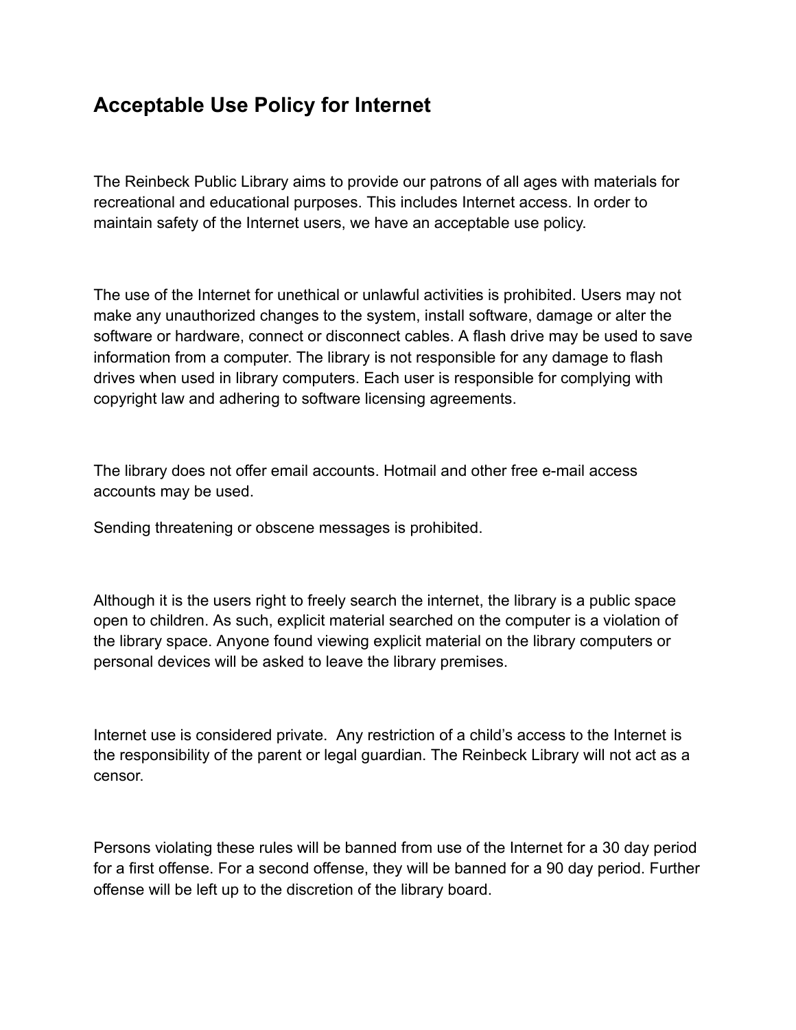# Acceptable Use Policy for Internet

The Reinbeck Public Library aims to provide our patrons of all ages with materials for recreational and educational purposes. This includes Internet access. In order to maintain safety of the Internet users, we have an acceptable use policy.

The use of the Internet for unethical or unlawful activities is prohibited. Users may not make any unauthorized changes to the system, install software, damage or alter the software or hardware, connect or disconnect cables. A flash drive may be used to save information from a computer. The library is not responsible for any damage to flash drives when used in library computers. Each user is responsible for complying with copyright law and adhering to software licensing agreements.

The library does not offer email accounts. Hotmail and other free e-mail access accounts may be used.

Sending threatening or obscene messages is prohibited.

Although it is the users right to freely search the internet, the library is a public space open to children. As such, explicit material searched on the computer is a violation of the library space. Anyone found viewing explicit material on the library computers or personal devices will be asked to leave the library premises.

Internet use is considered private. Any restriction of a child's access to the Internet is the responsibility of the parent or legal guardian. The Reinbeck Library will not act as a censor.

Persons violating these rules will be banned from use of the Internet for a 30 day period for a first offense. For a second offense, they will be banned for a 90 day period. Further offense will be left up to the discretion of the library board.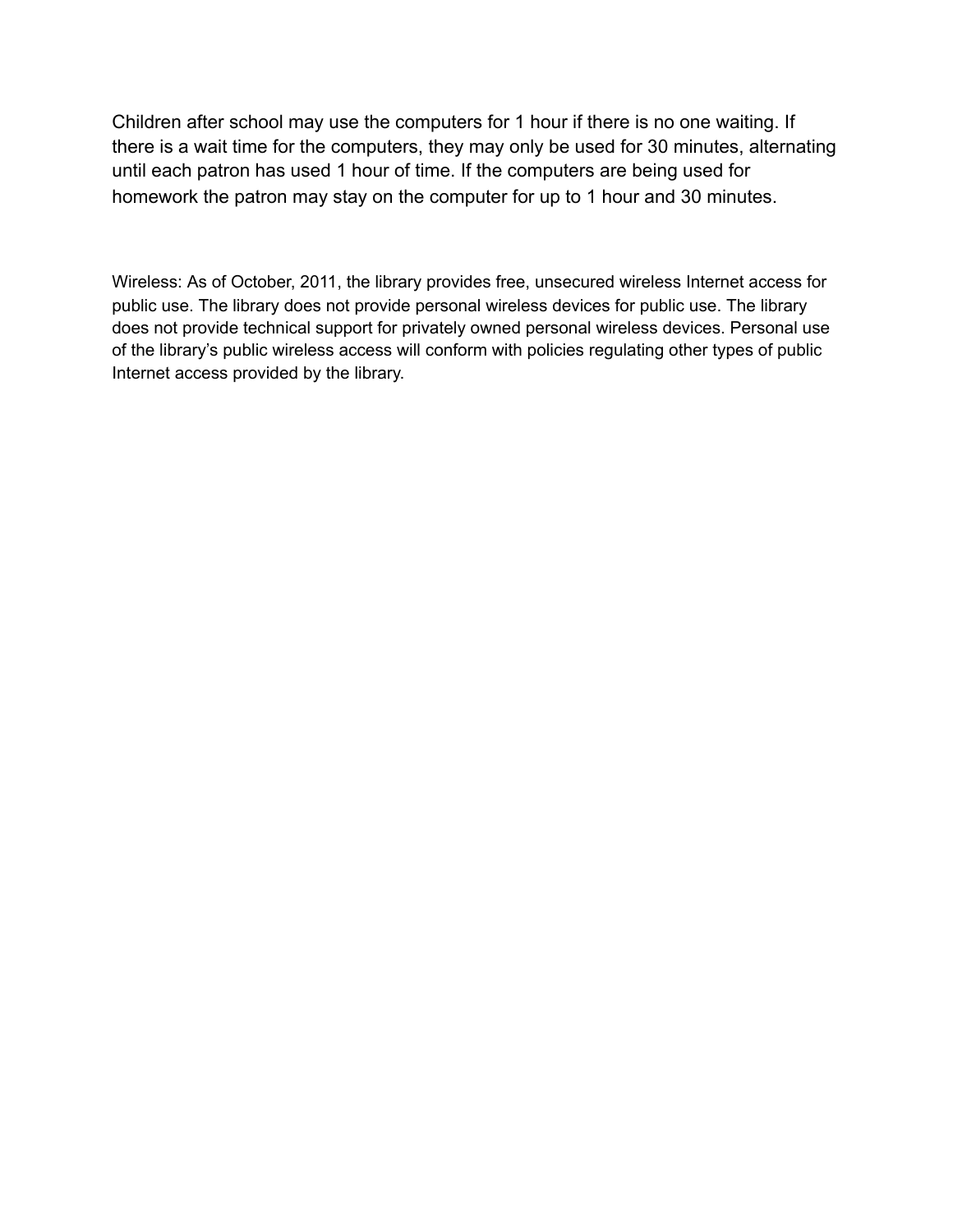Children after school may use the computers for 1 hour if there is no one waiting. If there is a wait time for the computers, they may only be used for 30 minutes, alternating until each patron has used 1 hour of time. If the computers are being used for homework the patron may stay on the computer for up to 1 hour and 30 minutes.

Wireless: As of October, 2011, the library provides free, unsecured wireless Internet access for public use. The library does not provide personal wireless devices for public use. The library does not provide technical support for privately owned personal wireless devices. Personal use of the library's public wireless access will conform with policies regulating other types of public Internet access provided by the library.